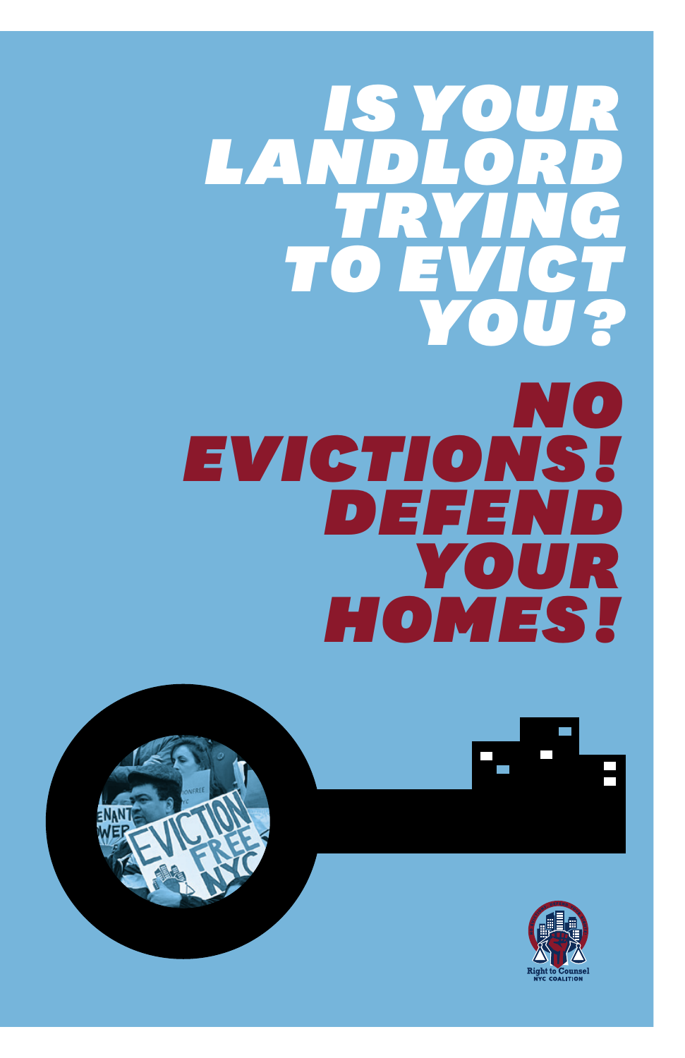# IS YOUR LANDLORD TRYING TO EVICT YOU?

# NO EVICTIONS! DEFEND YOUR HOMES!

Right to Counsel
NYC COALITION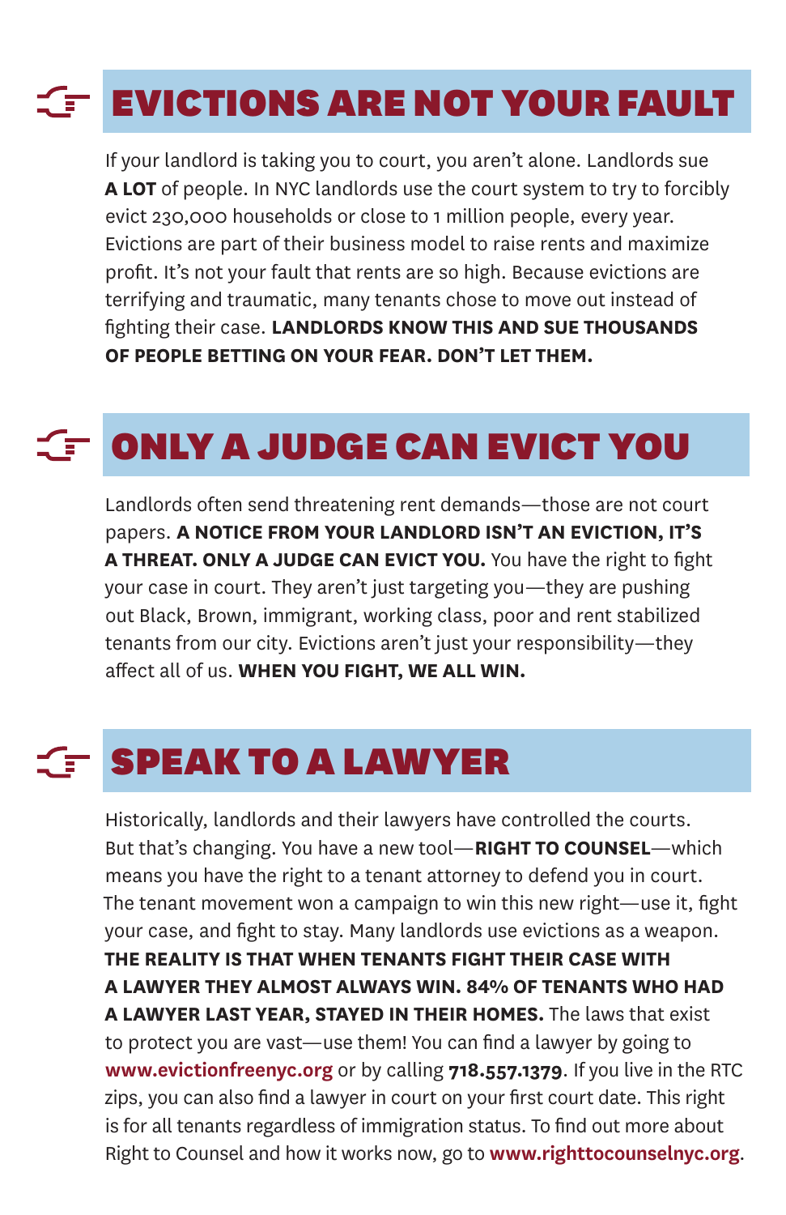## EVICTIONS ARE NOT YOUR FAULT

If your landlord is taking you to court, you aren't alone. Landlords sue **A LOT** of people. In NYC landlords use the court system to try to forcibly evict 230,000 households or close to 1 million people, every year. Evictions are part of their business model to raise rents and maximize profit. It's not your fault that rents are so high. Because evictions are terrifying and traumatic, many tenants chose to move out instead of fighting their case. **LANDLORDS KNOW THIS AND SUE THOUSANDS OF PEOPLE BETTING ON YOUR FEAR. DON'T LET THEM.**

## ONLY A JUDGE CAN EVICT YOU

Landlords often send threatening rent demands—those are not court papers. **A NOTICE FROM YOUR LANDLORD ISN'T AN EVICTION, IT'S A THREAT. ONLY A JUDGE CAN EVICT YOU.** You have the right to fight your case in court. They aren't just targeting you—they are pushing out Black, Brown, immigrant, working class, poor and rent stabilized tenants from our city. Evictions aren't just your responsibility—they affect all of us. **WHEN YOU FIGHT, WE ALL WIN.**

## SPEAK TO A LAWYER

Historically, landlords and their lawyers have controlled the courts. But that's changing. You have a new tool—**RIGHT TO COUNSEL**—which means you have the right to a tenant attorney to defend you in court. The tenant movement won a campaign to win this new right—use it, fight your case, and fight to stay. Many landlords use evictions as a weapon. **THE REALITY IS THAT WHEN TENANTS FIGHT THEIR CASE WITH A LAWYER THEY ALMOST ALWAYS WIN. 84% OF TENANTS WHO HAD A LAWYER LAST YEAR, STAYED IN THEIR HOMES.** The laws that exist to protect you are vast—use them! You can find a lawyer by going to **www.evictionfreenyc.org** or by calling **718.557.1379**. If you live in the RTC zips, you can also find a lawyer in court on your first court date. This right is for all tenants regardless of immigration status. To find out more about Right to Counsel and how it works now, go to **www.righttocounselnyc.org**.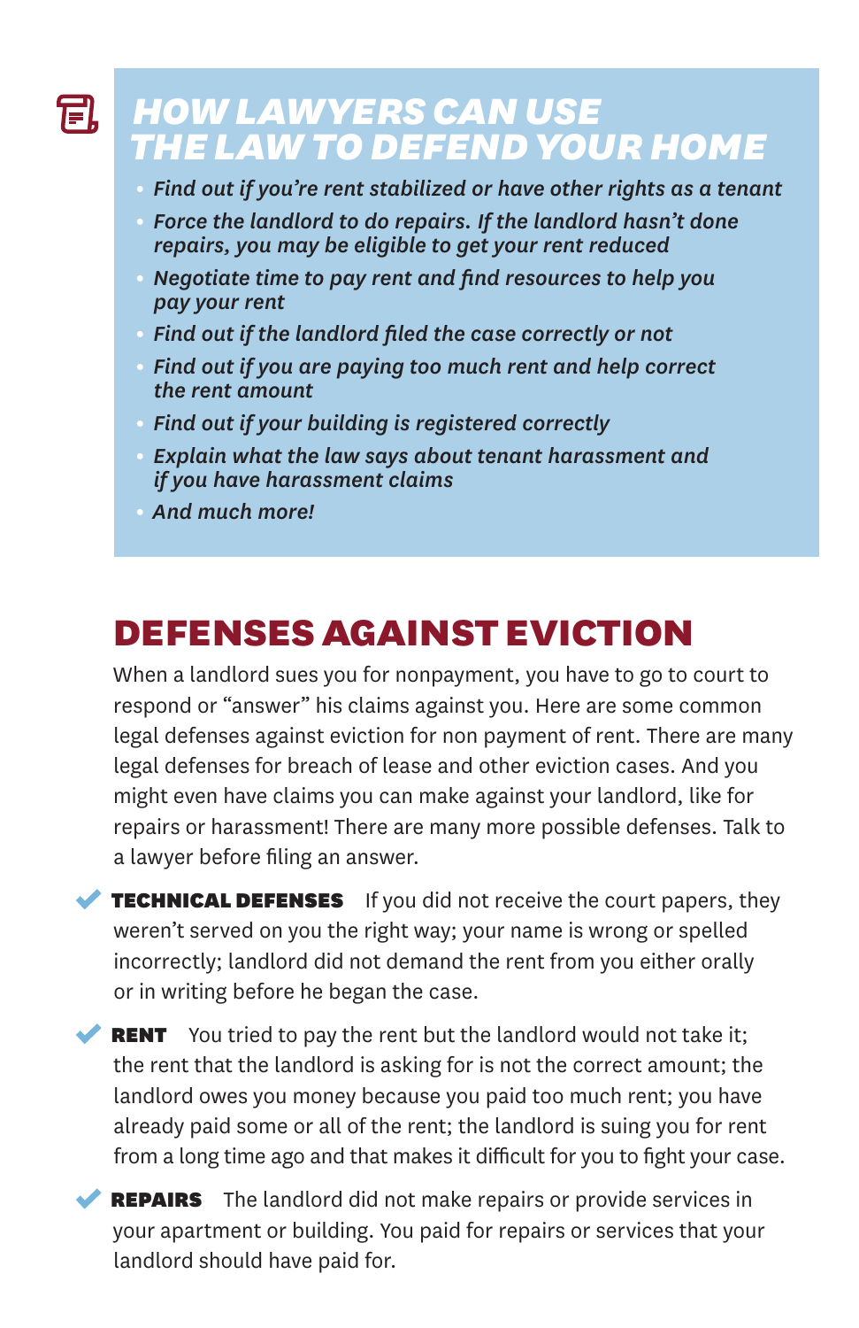## *HOW LAWYERS CAN USE THE LAW TO DEFEND YOUR HOME*

- ***Find out if you're rent stabilized or have other rights as a tenant***
- ***Force the landlord to do repairs. If the landlord hasn't done repairs, you may be eligible to get your rent reduced***
- ***Negotiate time to pay rent and find resources to help you pay your rent***
- ***Find out if the landlord filed the case correctly or not***
- ***Find out if you are paying too much rent and help correct the rent amount***
- ***Find out if your building is registered correctly***
- ***Explain what the law says about tenant harassment and if you have harassment claims***
- ***And much more!***

## DEFENSES AGAINST EVICTION

When a landlord sues you for nonpayment, you have to go to court to respond or "answer" his claims against you. Here are some common legal defenses against eviction for non payment of rent. There are many legal defenses for breach of lease and other eviction cases. And you might even have claims you can make against your landlord, like for repairs or harassment! There are many more possible defenses. Talk to a lawyer before filing an answer.

- ✔ **TECHNICAL DEFENSES** If you did not receive the court papers, they weren't served on you the right way; your name is wrong or spelled incorrectly; landlord did not demand the rent from you either orally or in writing before he began the case.

- ✔ **RENT** You tried to pay the rent but the landlord would not take it; the rent that the landlord is asking for is not the correct amount; the landlord owes you money because you paid too much rent; you have already paid some or all of the rent; the landlord is suing you for rent from a long time ago and that makes it difficult for you to fight your case.

- ✔ **REPAIRS** The landlord did not make repairs or provide services in your apartment or building. You paid for repairs or services that your landlord should have paid for.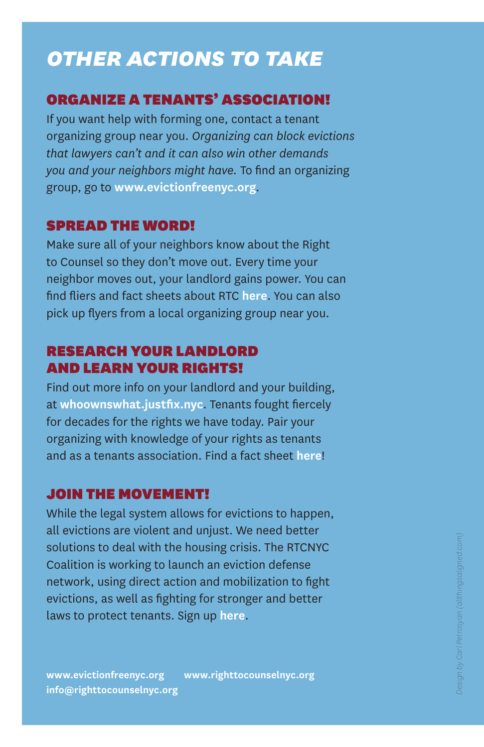# OTHER ACTIONS TO TAKE

## ORGANIZE A TENANTS' ASSOCIATION!

If you want help with forming one, contact a tenant organizing group near you. *Organizing can block evictions that lawyers can't and it can also win other demands you and your neighbors might have.* To find an organizing group, go to **www.evictionfreenyc.org**.

## SPREAD THE WORD!

Make sure all of your neighbors know about the Right to Counsel so they don't move out. Every time your neighbor moves out, your landlord gains power. You can find fliers and fact sheets about RTC **here**. You can also pick up flyers from a local organizing group near you.

## RESEARCH YOUR LANDLORD AND LEARN YOUR RIGHTS!

Find out more info on your landlord and your building, at **whoownswhat.justfix.nyc**. Tenants fought fiercely for decades for the rights we have today. Pair your organizing with knowledge of your rights as tenants and as a tenants association. Find a fact sheet **here**!

## JOIN THE MOVEMENT!

While the legal system allows for evictions to happen, all evictions are violent and unjust. We need better solutions to deal with the housing crisis. The RTCNYC Coalition is working to launch an eviction defense network, using direct action and mobilization to fight evictions, as well as fighting for stronger and better laws to protect tenants. Sign up **here**.

**www.evictionfreenyc.org** **www.righttocounselnyc.org**
**info@righttocounselnyc.org**

*Design by Carl Petrosyan (allthingsaligned.com)*